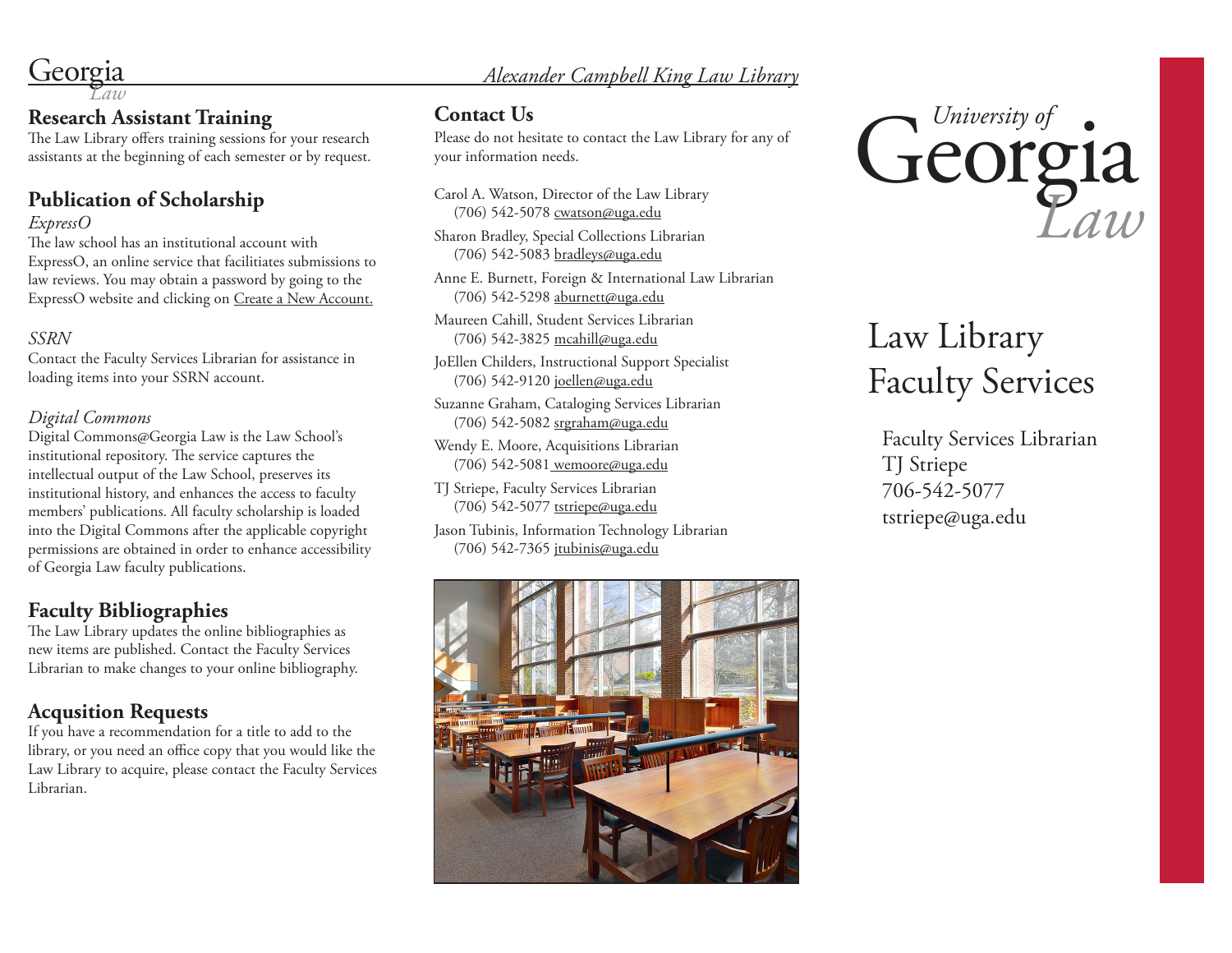Georgia Law

*Alexander Campbell King Law Library*

## Research Assistant Training

The Law Library offers training sessions for your research assistants at the beginning of each semester or by request.

## Publication of Scholarship

*ExpressO*

The law school has an institutional account with ExpressO, an online service that facilitiates submissions to law reviews. You may obtain a password by going to the ExpressO website and clicking on Create a New Account.

*SSRN*

Contact the Faculty Services Librarian for assistance in loading items into your SSRN account.

*Digital Commons*

Digital Commons@Georgia Law is the Law School's institutional repository. The service captures the intellectual output of the Law School, preserves its institutional history, and enhances the access to faculty members' publications. All faculty scholarship is loaded into the Digital Commons after the applicable copyright permissions are obtained in order to enhance accessibility of Georgia Law faculty publications.

## Faculty Bibliographies

The Law Library updates the online bibliographies as new items are published. Contact the Faculty Services Librarian to make changes to your online bibliography.

## Acqusition Requests

If you have a recommendation for a title to add to the library, or you need an office copy that you would like the Law Library to acquire, please contact the Faculty Services Librarian.

## Contact Us

Please do not hesitate to contact the Law Library for any of your information needs.

Carol A. Watson, Director of the Law Library
(706) 542-5078 cwatson@uga.edu

Sharon Bradley, Special Collections Librarian
(706) 542-5083 bradleys@uga.edu

Anne E. Burnett, Foreign & International Law Librarian
(706) 542-5298 aburnett@uga.edu

Maureen Cahill, Student Services Librarian
(706) 542-3825 mcahill@uga.edu

JoEllen Childers, Instructional Support Specialist
(706) 542-9120 joellen@uga.edu

Suzanne Graham, Cataloging Services Librarian
(706) 542-5082 srgraham@uga.edu

Wendy E. Moore, Acquisitions Librarian
(706) 542-5081 wemoore@uga.edu

TJ Striepe, Faculty Services Librarian
(706) 542-5077 tstriepe@uga.edu

Jason Tubinis, Information Technology Librarian
(706) 542-7365 jtubinis@uga.edu

University of Georgia Law

# Law Library Faculty Services

Faculty Services Librarian
TJ Striepe
706-542-5077
tstriepe@uga.edu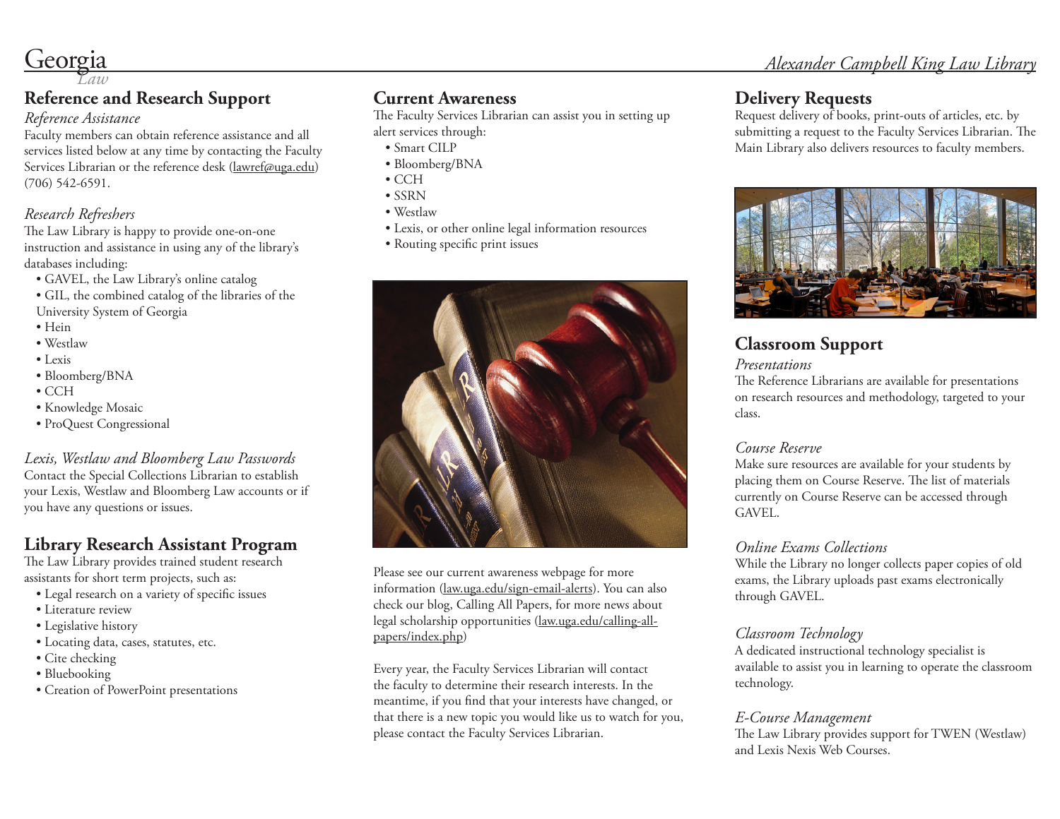## Reference and Research Support

*Reference Assistance*

Faculty members can obtain reference assistance and all services listed below at any time by contacting the Faculty Services Librarian or the reference desk (lawref@uga.edu) (706) 542-6591.

*Research Refreshers*

The Law Library is happy to provide one-on-one instruction and assistance in using any of the library's databases including:

- GAVEL, the Law Library's online catalog
- GIL, the combined catalog of the libraries of the University System of Georgia
- Hein
- Westlaw
- Lexis
- Bloomberg/BNA
- CCH
- Knowledge Mosaic
- ProQuest Congressional

*Lexis, Westlaw and Bloomberg Law Passwords*

Contact the Special Collections Librarian to establish your Lexis, Westlaw and Bloomberg Law accounts or if you have any questions or issues.

## Library Research Assistant Program

The Law Library provides trained student research assistants for short term projects, such as:

- Legal research on a variety of specific issues
- Literature review
- Legislative history
- Locating data, cases, statutes, etc.
- Cite checking
- Bluebooking
- Creation of PowerPoint presentations

## Current Awareness

The Faculty Services Librarian can assist you in setting up alert services through:

- Smart CILP
- Bloomberg/BNA
- CCH
- SSRN
- Westlaw
- Lexis, or other online legal information resources
- Routing specific print issues

Please see our current awareness webpage for more information (law.uga.edu/sign-email-alerts). You can also check our blog, Calling All Papers, for more news about legal scholarship opportunities (law.uga.edu/calling-all-papers/index.php)

Every year, the Faculty Services Librarian will contact the faculty to determine their research interests. In the meantime, if you find that your interests have changed, or that there is a new topic you would like us to watch for you, please contact the Faculty Services Librarian.

## Delivery Requests

Request delivery of books, print-outs of articles, etc. by submitting a request to the Faculty Services Librarian. The Main Library also delivers resources to faculty members.

## Classroom Support

*Presentations*

The Reference Librarians are available for presentations on research resources and methodology, targeted to your class.

*Course Reserve*

Make sure resources are available for your students by placing them on Course Reserve. The list of materials currently on Course Reserve can be accessed through GAVEL.

*Online Exams Collections*

While the Library no longer collects paper copies of old exams, the Library uploads past exams electronically through GAVEL.

*Classroom Technology*

A dedicated instructional technology specialist is available to assist you in learning to operate the classroom technology.

*E-Course Management*

The Law Library provides support for TWEN (Westlaw) and Lexis Nexis Web Courses.